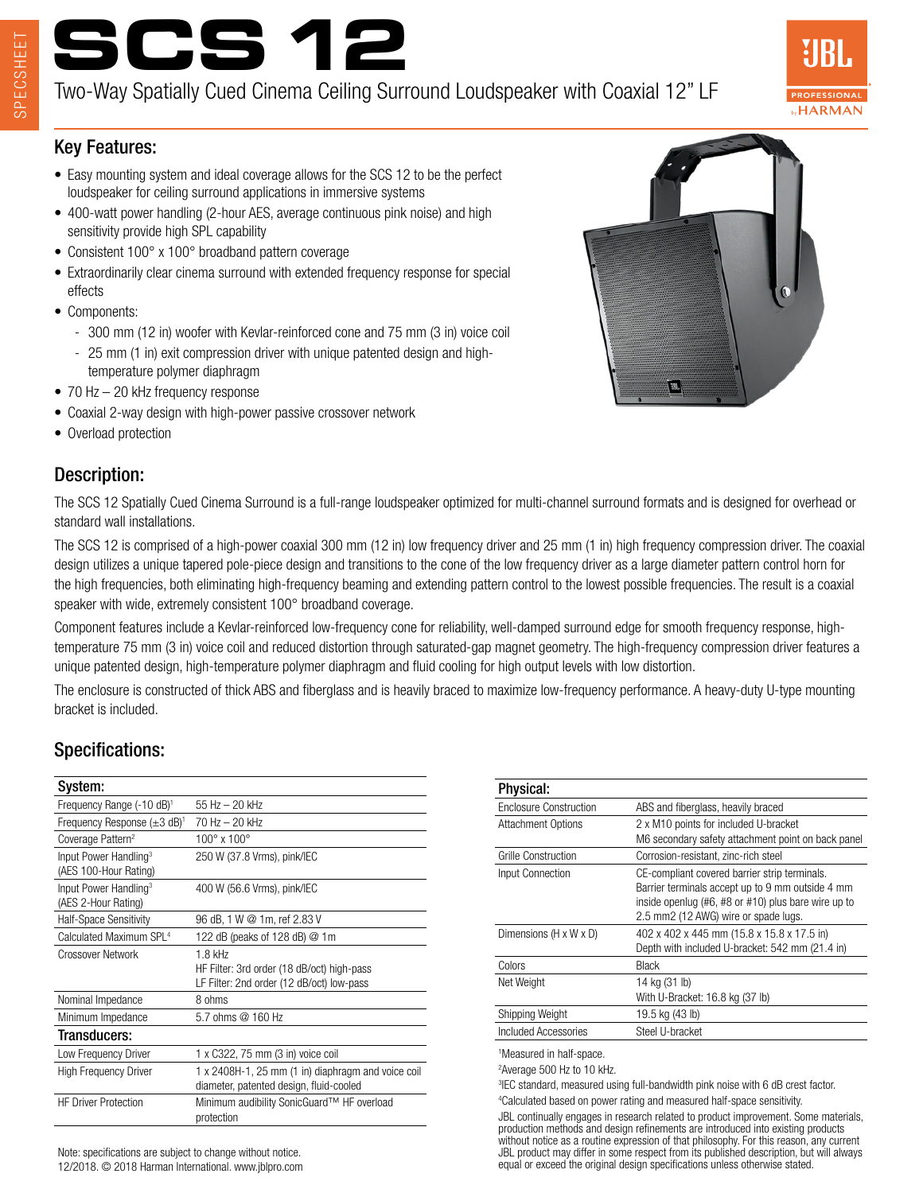# SCS 12

Two-Way Spatially Cued Cinema Ceiling Surround Loudspeaker with Coaxial 12" LF

## Key Features:

- Easy mounting system and ideal coverage allows for the SCS 12 to be the perfect loudspeaker for ceiling surround applications in immersive systems
- 400-watt power handling (2-hour AES, average continuous pink noise) and high sensitivity provide high SPL capability
- Consistent 100° x 100° broadband pattern coverage
- Extraordinarily clear cinema surround with extended frequency response for special effects
- Components:
  - 300 mm (12 in) woofer with Kevlar-reinforced cone and 75 mm (3 in) voice coil
  - 25 mm (1 in) exit compression driver with unique patented design and high-temperature polymer diaphragm
- 70 Hz – 20 kHz frequency response
- Coaxial 2-way design with high-power passive crossover network
- Overload protection

## Description:

The SCS 12 Spatially Cued Cinema Surround is a full-range loudspeaker optimized for multi-channel surround formats and is designed for overhead or standard wall installations.

The SCS 12 is comprised of a high-power coaxial 300 mm (12 in) low frequency driver and 25 mm (1 in) high frequency compression driver. The coaxial design utilizes a unique tapered pole-piece design and transitions to the cone of the low frequency driver as a large diameter pattern control horn for the high frequencies, both eliminating high-frequency beaming and extending pattern control to the lowest possible frequencies. The result is a coaxial speaker with wide, extremely consistent 100° broadband coverage.

Component features include a Kevlar-reinforced low-frequency cone for reliability, well-damped surround edge for smooth frequency response, high-temperature 75 mm (3 in) voice coil and reduced distortion through saturated-gap magnet geometry. The high-frequency compression driver features a unique patented design, high-temperature polymer diaphragm and fluid cooling for high output levels with low distortion.

The enclosure is constructed of thick ABS and fiberglass and is heavily braced to maximize low-frequency performance. A heavy-duty U-type mounting bracket is included.

## Specifications:

| System: | |
|---|---|
| Frequency Range (-10 dB)[1] | 55 Hz – 20 kHz |
| Frequency Response (±3 dB)[1] | 70 Hz – 20 kHz |
| Coverage Pattern[2] | 100° x 100° |
| Input Power Handling[3] (AES 100-Hour Rating) | 250 W (37.8 Vrms), pink/IEC |
| Input Power Handling[3] (AES 2-Hour Rating) | 400 W (56.6 Vrms), pink/IEC |
| Half-Space Sensitivity | 96 dB, 1 W @ 1m, ref 2.83 V |
| Calculated Maximum SPL[4] | 122 dB (peaks of 128 dB) @ 1m |
| Crossover Network | 1.8 kHz<br>HF Filter: 3rd order (18 dB/oct) high-pass<br>LF Filter: 2nd order (12 dB/oct) low-pass |
| Nominal Impedance | 8 ohms |
| Minimum Impedance | 5.7 ohms @ 160 Hz |
| **Transducers:** | |
| Low Frequency Driver | 1 x C322, 75 mm (3 in) voice coil |
| High Frequency Driver | 1 x 2408H-1, 25 mm (1 in) diaphragm and voice coil diameter, patented design, fluid-cooled |
| HF Driver Protection | Minimum audibility SonicGuard™ HF overload protection |

| Physical: | |
|---|---|
| Enclosure Construction | ABS and fiberglass, heavily braced |
| Attachment Options | 2 x M10 points for included U-bracket<br>M6 secondary safety attachment point on back panel |
| Grille Construction | Corrosion-resistant, zinc-rich steel |
| Input Connection | CE-compliant covered barrier strip terminals. Barrier terminals accept up to 9 mm outside 4 mm inside openlug (#6, #8 or #10) plus bare wire up to 2.5 mm2 (12 AWG) wire or spade lugs. |
| Dimensions (H x W x D) | 402 x 402 x 445 mm (15.8 x 15.8 x 17.5 in)<br>Depth with included U-bracket: 542 mm (21.4 in) |
| Colors | Black |
| Net Weight | 14 kg (31 lb)<br>With U-Bracket: 16.8 kg (37 lb) |
| Shipping Weight | 19.5 kg (43 lb) |
| Included Accessories | Steel U-bracket |

[1]Measured in half-space.

[2]Average 500 Hz to 10 kHz.

[3]IEC standard, measured using full-bandwidth pink noise with 6 dB crest factor.

[4]Calculated based on power rating and measured half-space sensitivity.

JBL continually engages in research related to product improvement. Some materials, production methods and design refinements are introduced into existing products without notice as a routine expression of that philosophy. For this reason, any current JBL product may differ in some respect from its published description, but will always equal or exceed the original design specifications unless otherwise stated.

Note: specifications are subject to change without notice.
12/2018. © 2018 Harman International. www.jblpro.com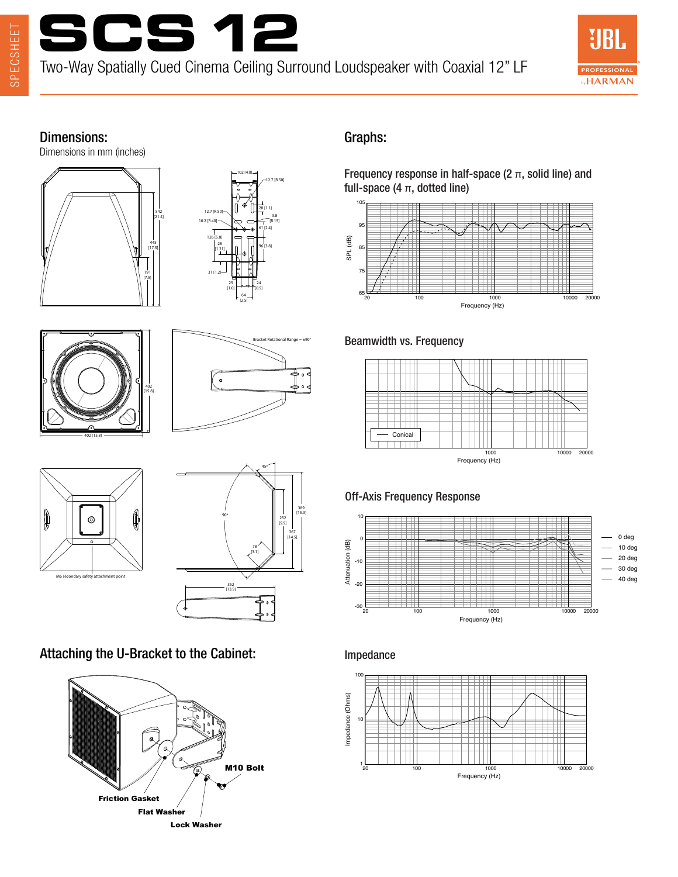# SCS 12

Two-Way Spatially Cued Cinema Ceiling Surround Loudspeaker with Coaxial 12" LF

## Dimensions:

Dimensions in mm (inches)

542 [21.4]
445 [17.5]
191 [7.5]

102 [4.0]
12.7 [R.50]
12.7 [R.50]
10.2 [R.40]
28 [1.1]
3.8 [R.15]
61 [2.4]
126 [5.0]
28 [1.21]
96 [3.8]
31 [1.2]
25 [1.0]
24 [0.9]
64 [2.5]

402 [15.8]
402 [15.8]

Bracket Rotational Range = ±90°

M6 secondary safety attachment point

45°
90°
252 [9.9]
389 [15.3]
367 [14.5]
78 [3.1]
352 [13.9]

## Attaching the U-Bracket to the Cabinet:

M10 Bolt
Friction Gasket
Flat Washer
Lock Washer

## Graphs:

### Frequency response in half-space (2 π, solid line) and full-space (4 π, dotted line)

SPL (dB)
105
95
85
75
65
20
100
1000
10000
20000
Frequency (Hz)

### Beamwidth vs. Frequency

Conical
1000
10000
20000
Frequency (Hz)

### Off-Axis Frequency Response

Attenuation (dB)
10
0
-10
-20
-30
20
100
1000
10000
20000
Frequency (Hz)

0 deg
10 deg
20 deg
30 deg
40 deg

### Impedance

Impedance (Ohms)
100
10
1
20
100
1000
10000
20000
Frequency (Hz)